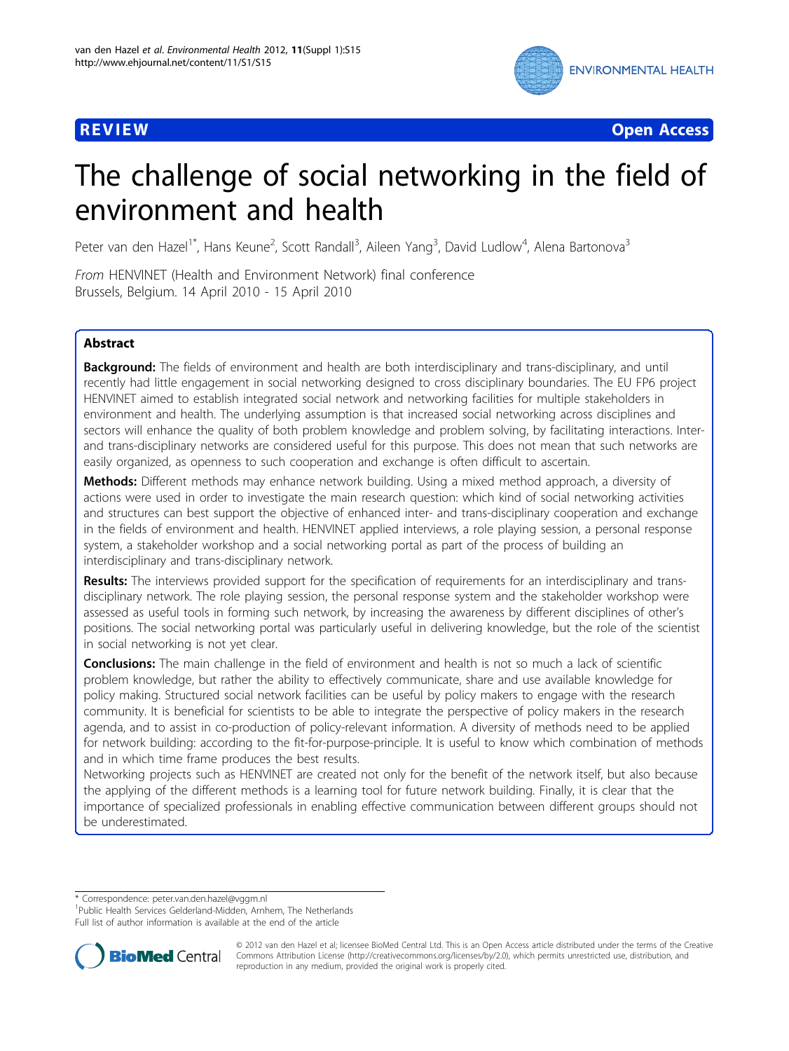REVIEW Open Access

# The challenge of social networking in the field of environment and health

Peter van den Hazel[1*], Hans Keune[2], Scott Randall[3], Aileen Yang[3], David Ludlow[4], Alena Bartonova[3]

*From* HENVINET (Health and Environment Network) final conference
Brussels, Belgium. 14 April 2010 - 15 April 2010

## Abstract

**Background:** The fields of environment and health are both interdisciplinary and trans-disciplinary, and until recently had little engagement in social networking designed to cross disciplinary boundaries. The EU FP6 project HENVINET aimed to establish integrated social network and networking facilities for multiple stakeholders in environment and health. The underlying assumption is that increased social networking across disciplines and sectors will enhance the quality of both problem knowledge and problem solving, by facilitating interactions. Inter- and trans-disciplinary networks are considered useful for this purpose. This does not mean that such networks are easily organized, as openness to such cooperation and exchange is often difficult to ascertain.

**Methods:** Different methods may enhance network building. Using a mixed method approach, a diversity of actions were used in order to investigate the main research question: which kind of social networking activities and structures can best support the objective of enhanced inter- and trans-disciplinary cooperation and exchange in the fields of environment and health. HENVINET applied interviews, a role playing session, a personal response system, a stakeholder workshop and a social networking portal as part of the process of building an interdisciplinary and trans-disciplinary network.

**Results:** The interviews provided support for the specification of requirements for an interdisciplinary and trans-disciplinary network. The role playing session, the personal response system and the stakeholder workshop were assessed as useful tools in forming such network, by increasing the awareness by different disciplines of other's positions. The social networking portal was particularly useful in delivering knowledge, but the role of the scientist in social networking is not yet clear.

**Conclusions:** The main challenge in the field of environment and health is not so much a lack of scientific problem knowledge, but rather the ability to effectively communicate, share and use available knowledge for policy making. Structured social network facilities can be useful by policy makers to engage with the research community. It is beneficial for scientists to be able to integrate the perspective of policy makers in the research agenda, and to assist in co-production of policy-relevant information. A diversity of methods need to be applied for network building: according to the fit-for-purpose-principle. It is useful to know which combination of methods and in which time frame produces the best results.

Networking projects such as HENVINET are created not only for the benefit of the network itself, but also because the applying of the different methods is a learning tool for future network building. Finally, it is clear that the importance of specialized professionals in enabling effective communication between different groups should not be underestimated.

---

\* Correspondence: peter.van.den.hazel@vggm.nl
[1]Public Health Services Gelderland-Midden, Arnhem, The Netherlands
Full list of author information is available at the end of the article

© 2012 van den Hazel et al; licensee BioMed Central Ltd. This is an Open Access article distributed under the terms of the Creative Commons Attribution License (http://creativecommons.org/licenses/by/2.0), which permits unrestricted use, distribution, and reproduction in any medium, provided the original work is properly cited.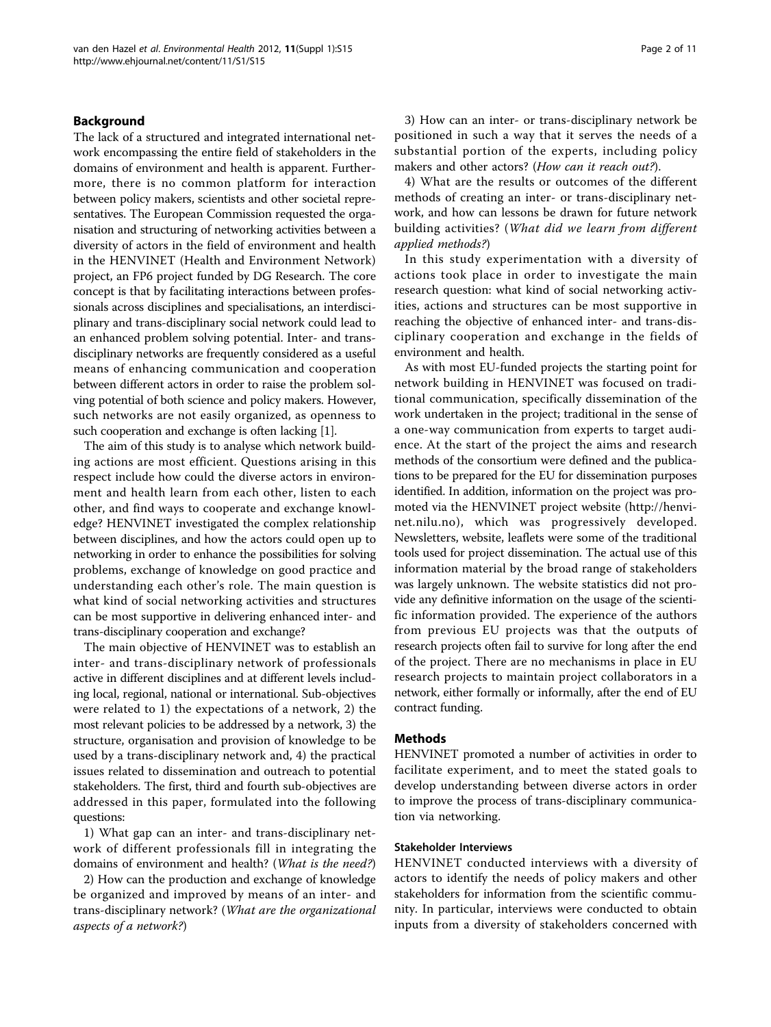## Background

The lack of a structured and integrated international network encompassing the entire field of stakeholders in the domains of environment and health is apparent. Furthermore, there is no common platform for interaction between policy makers, scientists and other societal representatives. The European Commission requested the organisation and structuring of networking activities between a diversity of actors in the field of environment and health in the HENVINET (Health and Environment Network) project, an FP6 project funded by DG Research. The core concept is that by facilitating interactions between professionals across disciplines and specialisations, an interdisciplinary and trans-disciplinary social network could lead to an enhanced problem solving potential. Inter- and trans-disciplinary networks are frequently considered as a useful means of enhancing communication and cooperation between different actors in order to raise the problem solving potential of both science and policy makers. However, such networks are not easily organized, as openness to such cooperation and exchange is often lacking [1].

The aim of this study is to analyse which network building actions are most efficient. Questions arising in this respect include how could the diverse actors in environment and health learn from each other, listen to each other, and find ways to cooperate and exchange knowledge? HENVINET investigated the complex relationship between disciplines, and how the actors could open up to networking in order to enhance the possibilities for solving problems, exchange of knowledge on good practice and understanding each other's role. The main question is what kind of social networking activities and structures can be most supportive in delivering enhanced inter- and trans-disciplinary cooperation and exchange?

The main objective of HENVINET was to establish an inter- and trans-disciplinary network of professionals active in different disciplines and at different levels including local, regional, national or international. Sub-objectives were related to 1) the expectations of a network, 2) the most relevant policies to be addressed by a network, 3) the structure, organisation and provision of knowledge to be used by a trans-disciplinary network and, 4) the practical issues related to dissemination and outreach to potential stakeholders. The first, third and fourth sub-objectives are addressed in this paper, formulated into the following questions:

1) What gap can an inter- and trans-disciplinary network of different professionals fill in integrating the domains of environment and health? (*What is the need?*)

2) How can the production and exchange of knowledge be organized and improved by means of an inter- and trans-disciplinary network? (*What are the organizational aspects of a network?*)

3) How can an inter- or trans-disciplinary network be positioned in such a way that it serves the needs of a substantial portion of the experts, including policy makers and other actors? (*How can it reach out?*).

4) What are the results or outcomes of the different methods of creating an inter- or trans-disciplinary network, and how can lessons be drawn for future network building activities? (*What did we learn from different applied methods?*)

In this study experimentation with a diversity of actions took place in order to investigate the main research question: what kind of social networking activities, actions and structures can be most supportive in reaching the objective of enhanced inter- and trans-disciplinary cooperation and exchange in the fields of environment and health.

As with most EU-funded projects the starting point for network building in HENVINET was focused on traditional communication, specifically dissemination of the work undertaken in the project; traditional in the sense of a one-way communication from experts to target audience. At the start of the project the aims and research methods of the consortium were defined and the publications to be prepared for the EU for dissemination purposes identified. In addition, information on the project was promoted via the HENVINET project website (http://henvinet.nilu.no), which was progressively developed. Newsletters, website, leaflets were some of the traditional tools used for project dissemination. The actual use of this information material by the broad range of stakeholders was largely unknown. The website statistics did not provide any definitive information on the usage of the scientific information provided. The experience of the authors from previous EU projects was that the outputs of research projects often fail to survive for long after the end of the project. There are no mechanisms in place in EU research projects to maintain project collaborators in a network, either formally or informally, after the end of EU contract funding.

## Methods

HENVINET promoted a number of activities in order to facilitate experiment, and to meet the stated goals to develop understanding between diverse actors in order to improve the process of trans-disciplinary communication via networking.

### Stakeholder Interviews

HENVINET conducted interviews with a diversity of actors to identify the needs of policy makers and other stakeholders for information from the scientific community. In particular, interviews were conducted to obtain inputs from a diversity of stakeholders concerned with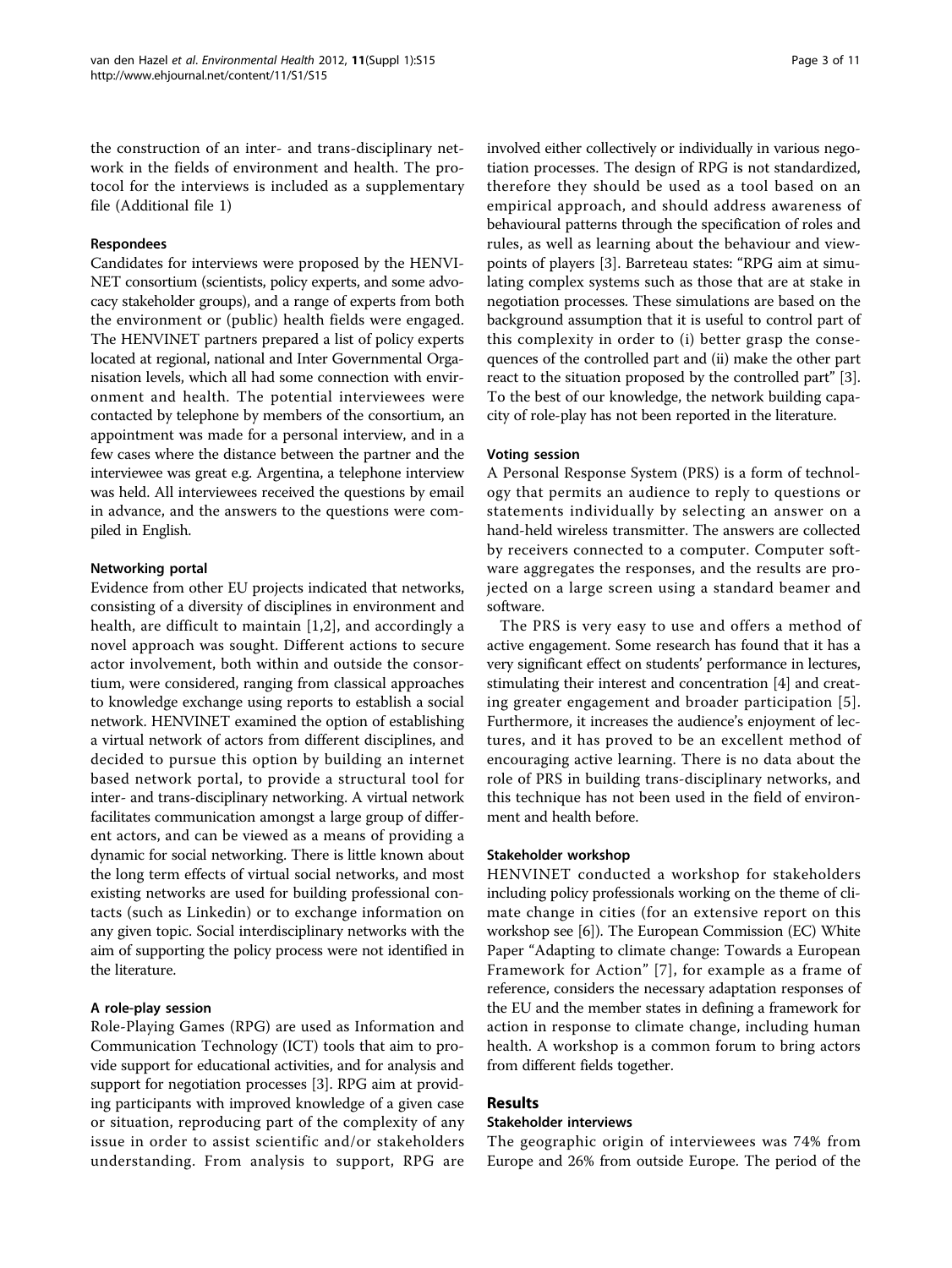the construction of an inter- and trans-disciplinary network in the fields of environment and health. The protocol for the interviews is included as a supplementary file (Additional file 1)

#### Respondees

Candidates for interviews were proposed by the HENVINET consortium (scientists, policy experts, and some advocacy stakeholder groups), and a range of experts from both the environment or (public) health fields were engaged. The HENVINET partners prepared a list of policy experts located at regional, national and Inter Governmental Organisation levels, which all had some connection with environment and health. The potential interviewees were contacted by telephone by members of the consortium, an appointment was made for a personal interview, and in a few cases where the distance between the partner and the interviewee was great e.g. Argentina, a telephone interview was held. All interviewees received the questions by email in advance, and the answers to the questions were compiled in English.

#### Networking portal

Evidence from other EU projects indicated that networks, consisting of a diversity of disciplines in environment and health, are difficult to maintain [1,2], and accordingly a novel approach was sought. Different actions to secure actor involvement, both within and outside the consortium, were considered, ranging from classical approaches to knowledge exchange using reports to establish a social network. HENVINET examined the option of establishing a virtual network of actors from different disciplines, and decided to pursue this option by building an internet based network portal, to provide a structural tool for inter- and trans-disciplinary networking. A virtual network facilitates communication amongst a large group of different actors, and can be viewed as a means of providing a dynamic for social networking. There is little known about the long term effects of virtual social networks, and most existing networks are used for building professional contacts (such as Linkedin) or to exchange information on any given topic. Social interdisciplinary networks with the aim of supporting the policy process were not identified in the literature.

#### A role-play session

Role-Playing Games (RPG) are used as Information and Communication Technology (ICT) tools that aim to provide support for educational activities, and for analysis and support for negotiation processes [3]. RPG aim at providing participants with improved knowledge of a given case or situation, reproducing part of the complexity of any issue in order to assist scientific and/or stakeholders understanding. From analysis to support, RPG are involved either collectively or individually in various negotiation processes. The design of RPG is not standardized, therefore they should be used as a tool based on an empirical approach, and should address awareness of behavioural patterns through the specification of roles and rules, as well as learning about the behaviour and viewpoints of players [3]. Barreteau states: "RPG aim at simulating complex systems such as those that are at stake in negotiation processes. These simulations are based on the background assumption that it is useful to control part of this complexity in order to (i) better grasp the consequences of the controlled part and (ii) make the other part react to the situation proposed by the controlled part" [3]. To the best of our knowledge, the network building capacity of role-play has not been reported in the literature.

#### Voting session

A Personal Response System (PRS) is a form of technology that permits an audience to reply to questions or statements individually by selecting an answer on a hand-held wireless transmitter. The answers are collected by receivers connected to a computer. Computer software aggregates the responses, and the results are projected on a large screen using a standard beamer and software.

The PRS is very easy to use and offers a method of active engagement. Some research has found that it has a very significant effect on students' performance in lectures, stimulating their interest and concentration [4] and creating greater engagement and broader participation [5]. Furthermore, it increases the audience's enjoyment of lectures, and it has proved to be an excellent method of encouraging active learning. There is no data about the role of PRS in building trans-disciplinary networks, and this technique has not been used in the field of environment and health before.

#### Stakeholder workshop

HENVINET conducted a workshop for stakeholders including policy professionals working on the theme of climate change in cities (for an extensive report on this workshop see [6]). The European Commission (EC) White Paper "Adapting to climate change: Towards a European Framework for Action" [7], for example as a frame of reference, considers the necessary adaptation responses of the EU and the member states in defining a framework for action in response to climate change, including human health. A workshop is a common forum to bring actors from different fields together.

## Results

#### Stakeholder interviews

The geographic origin of interviewees was 74% from Europe and 26% from outside Europe. The period of the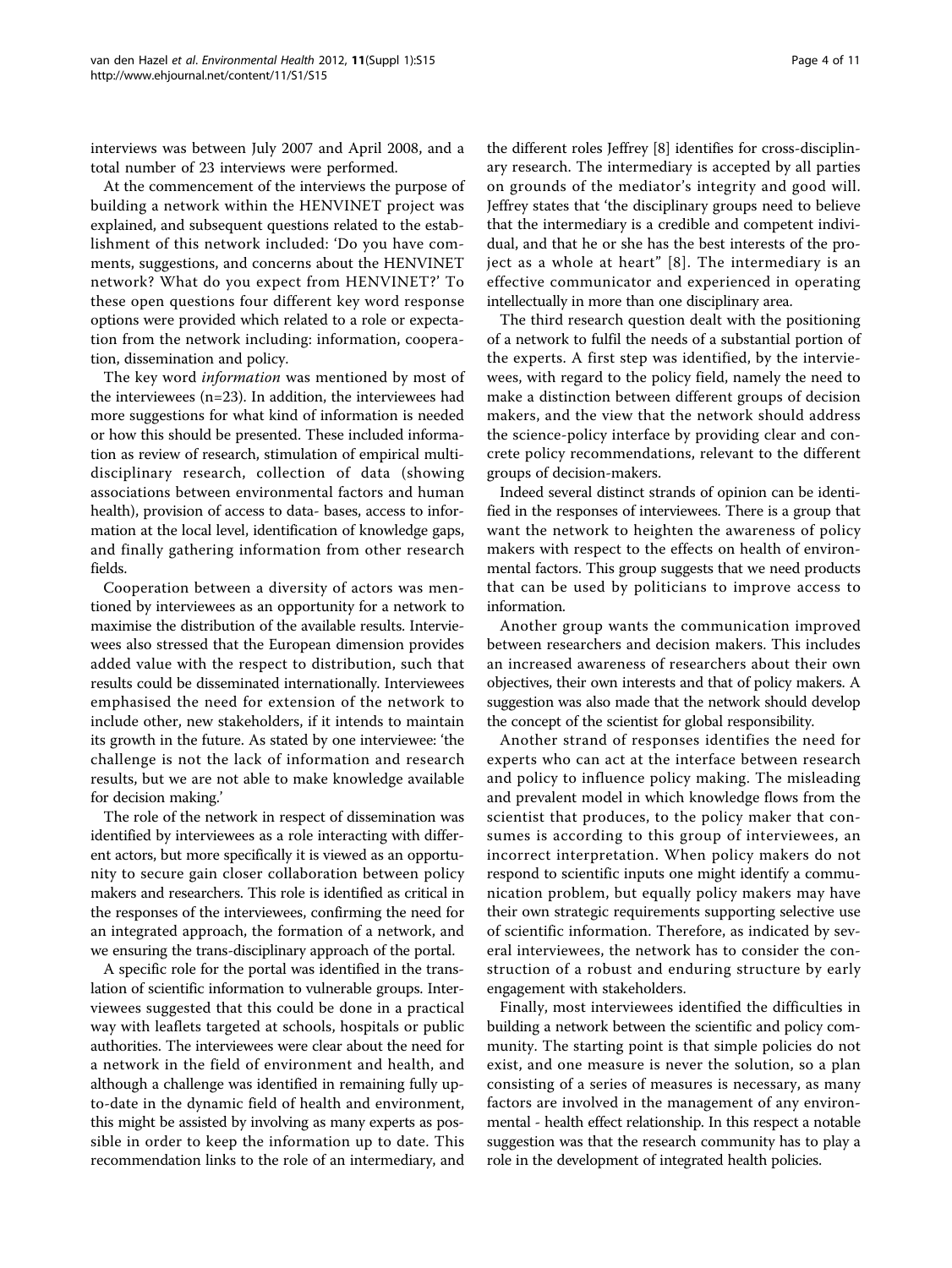interviews was between July 2007 and April 2008, and a total number of 23 interviews were performed.

At the commencement of the interviews the purpose of building a network within the HENVINET project was explained, and subsequent questions related to the establishment of this network included: 'Do you have comments, suggestions, and concerns about the HENVINET network? What do you expect from HENVINET?' To these open questions four different key word response options were provided which related to a role or expectation from the network including: information, cooperation, dissemination and policy.

The key word *information* was mentioned by most of the interviewees (n=23). In addition, the interviewees had more suggestions for what kind of information is needed or how this should be presented. These included information as review of research, stimulation of empirical multidisciplinary research, collection of data (showing associations between environmental factors and human health), provision of access to data- bases, access to information at the local level, identification of knowledge gaps, and finally gathering information from other research fields.

Cooperation between a diversity of actors was mentioned by interviewees as an opportunity for a network to maximise the distribution of the available results. Interviewees also stressed that the European dimension provides added value with the respect to distribution, such that results could be disseminated internationally. Interviewees emphasised the need for extension of the network to include other, new stakeholders, if it intends to maintain its growth in the future. As stated by one interviewee: 'the challenge is not the lack of information and research results, but we are not able to make knowledge available for decision making.'

The role of the network in respect of dissemination was identified by interviewees as a role interacting with different actors, but more specifically it is viewed as an opportunity to secure gain closer collaboration between policy makers and researchers. This role is identified as critical in the responses of the interviewees, confirming the need for an integrated approach, the formation of a network, and we ensuring the trans-disciplinary approach of the portal.

A specific role for the portal was identified in the translation of scientific information to vulnerable groups. Interviewees suggested that this could be done in a practical way with leaflets targeted at schools, hospitals or public authorities. The interviewees were clear about the need for a network in the field of environment and health, and although a challenge was identified in remaining fully up-to-date in the dynamic field of health and environment, this might be assisted by involving as many experts as possible in order to keep the information up to date. This recommendation links to the role of an intermediary, and the different roles Jeffrey [8] identifies for cross-disciplinary research. The intermediary is accepted by all parties on grounds of the mediator's integrity and good will. Jeffrey states that 'the disciplinary groups need to believe that the intermediary is a credible and competent individual, and that he or she has the best interests of the project as a whole at heart" [8]. The intermediary is an effective communicator and experienced in operating intellectually in more than one disciplinary area.

The third research question dealt with the positioning of a network to fulfil the needs of a substantial portion of the experts. A first step was identified, by the interviewees, with regard to the policy field, namely the need to make a distinction between different groups of decision makers, and the view that the network should address the science-policy interface by providing clear and concrete policy recommendations, relevant to the different groups of decision-makers.

Indeed several distinct strands of opinion can be identified in the responses of interviewees. There is a group that want the network to heighten the awareness of policy makers with respect to the effects on health of environmental factors. This group suggests that we need products that can be used by politicians to improve access to information.

Another group wants the communication improved between researchers and decision makers. This includes an increased awareness of researchers about their own objectives, their own interests and that of policy makers. A suggestion was also made that the network should develop the concept of the scientist for global responsibility.

Another strand of responses identifies the need for experts who can act at the interface between research and policy to influence policy making. The misleading and prevalent model in which knowledge flows from the scientist that produces, to the policy maker that consumes is according to this group of interviewees, an incorrect interpretation. When policy makers do not respond to scientific inputs one might identify a communication problem, but equally policy makers may have their own strategic requirements supporting selective use of scientific information. Therefore, as indicated by several interviewees, the network has to consider the construction of a robust and enduring structure by early engagement with stakeholders.

Finally, most interviewees identified the difficulties in building a network between the scientific and policy community. The starting point is that simple policies do not exist, and one measure is never the solution, so a plan consisting of a series of measures is necessary, as many factors are involved in the management of any environmental - health effect relationship. In this respect a notable suggestion was that the research community has to play a role in the development of integrated health policies.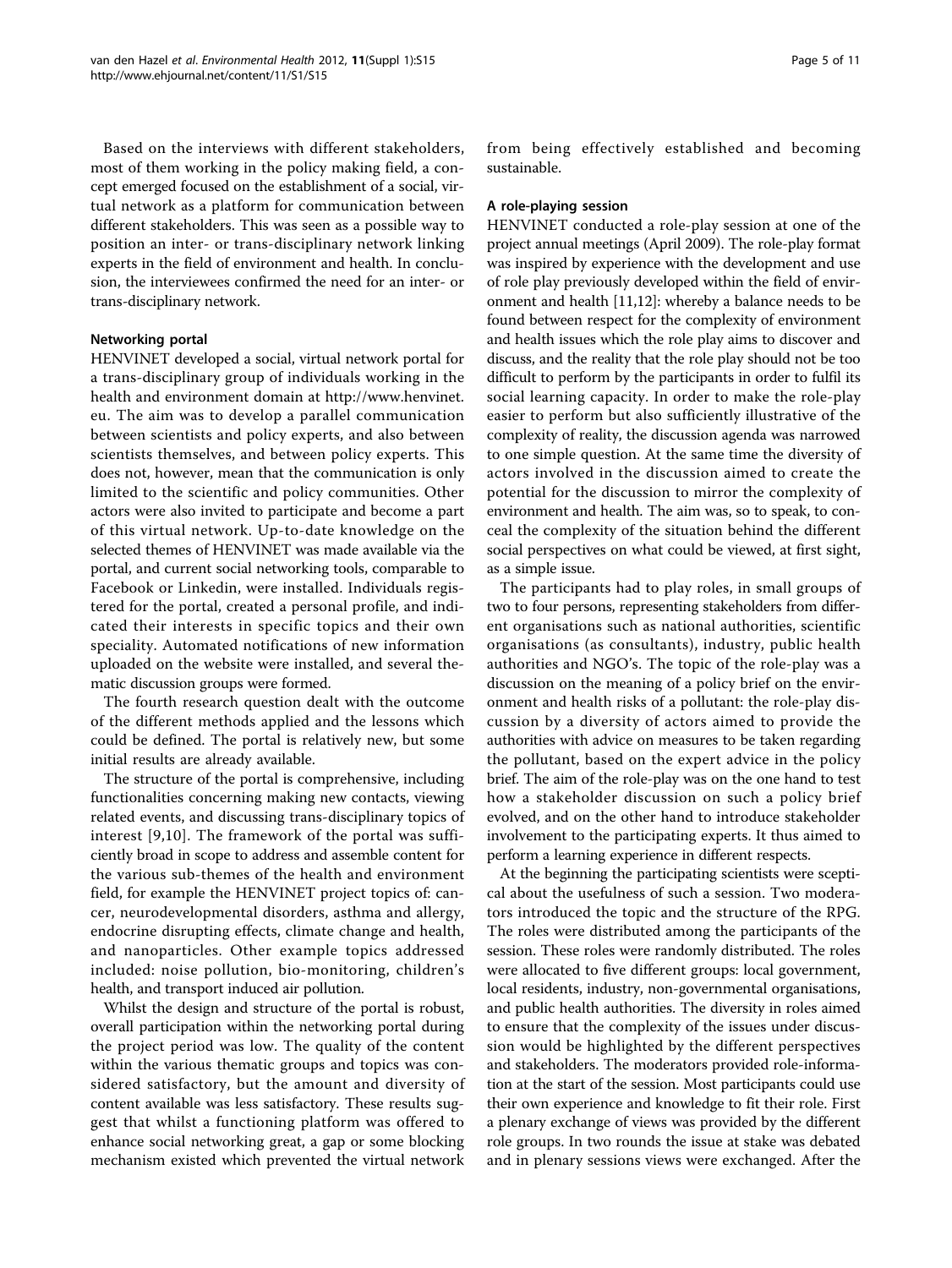Based on the interviews with different stakeholders, most of them working in the policy making field, a concept emerged focused on the establishment of a social, virtual network as a platform for communication between different stakeholders. This was seen as a possible way to position an inter- or trans-disciplinary network linking experts in the field of environment and health. In conclusion, the interviewees confirmed the need for an inter- or trans-disciplinary network.

#### Networking portal

HENVINET developed a social, virtual network portal for a trans-disciplinary group of individuals working in the health and environment domain at http://www.henvinet.eu. The aim was to develop a parallel communication between scientists and policy experts, and also between scientists themselves, and between policy experts. This does not, however, mean that the communication is only limited to the scientific and policy communities. Other actors were also invited to participate and become a part of this virtual network. Up-to-date knowledge on the selected themes of HENVINET was made available via the portal, and current social networking tools, comparable to Facebook or Linkedin, were installed. Individuals registered for the portal, created a personal profile, and indicated their interests in specific topics and their own speciality. Automated notifications of new information uploaded on the website were installed, and several thematic discussion groups were formed.

The fourth research question dealt with the outcome of the different methods applied and the lessons which could be defined. The portal is relatively new, but some initial results are already available.

The structure of the portal is comprehensive, including functionalities concerning making new contacts, viewing related events, and discussing trans-disciplinary topics of interest [9,10]. The framework of the portal was sufficiently broad in scope to address and assemble content for the various sub-themes of the health and environment field, for example the HENVINET project topics of: cancer, neurodevelopmental disorders, asthma and allergy, endocrine disrupting effects, climate change and health, and nanoparticles. Other example topics addressed included: noise pollution, bio-monitoring, children's health, and transport induced air pollution.

Whilst the design and structure of the portal is robust, overall participation within the networking portal during the project period was low. The quality of the content within the various thematic groups and topics was considered satisfactory, but the amount and diversity of content available was less satisfactory. These results suggest that whilst a functioning platform was offered to enhance social networking great, a gap or some blocking mechanism existed which prevented the virtual network from being effectively established and becoming sustainable.

#### A role-playing session

HENVINET conducted a role-play session at one of the project annual meetings (April 2009). The role-play format was inspired by experience with the development and use of role play previously developed within the field of environment and health [11,12]: whereby a balance needs to be found between respect for the complexity of environment and health issues which the role play aims to discover and discuss, and the reality that the role play should not be too difficult to perform by the participants in order to fulfil its social learning capacity. In order to make the role-play easier to perform but also sufficiently illustrative of the complexity of reality, the discussion agenda was narrowed to one simple question. At the same time the diversity of actors involved in the discussion aimed to create the potential for the discussion to mirror the complexity of environment and health. The aim was, so to speak, to conceal the complexity of the situation behind the different social perspectives on what could be viewed, at first sight, as a simple issue.

The participants had to play roles, in small groups of two to four persons, representing stakeholders from different organisations such as national authorities, scientific organisations (as consultants), industry, public health authorities and NGO's. The topic of the role-play was a discussion on the meaning of a policy brief on the environment and health risks of a pollutant: the role-play discussion by a diversity of actors aimed to provide the authorities with advice on measures to be taken regarding the pollutant, based on the expert advice in the policy brief. The aim of the role-play was on the one hand to test how a stakeholder discussion on such a policy brief evolved, and on the other hand to introduce stakeholder involvement to the participating experts. It thus aimed to perform a learning experience in different respects.

At the beginning the participating scientists were sceptical about the usefulness of such a session. Two moderators introduced the topic and the structure of the RPG. The roles were distributed among the participants of the session. These roles were randomly distributed. The roles were allocated to five different groups: local government, local residents, industry, non-governmental organisations, and public health authorities. The diversity in roles aimed to ensure that the complexity of the issues under discussion would be highlighted by the different perspectives and stakeholders. The moderators provided role-information at the start of the session. Most participants could use their own experience and knowledge to fit their role. First a plenary exchange of views was provided by the different role groups. In two rounds the issue at stake was debated and in plenary sessions views were exchanged. After the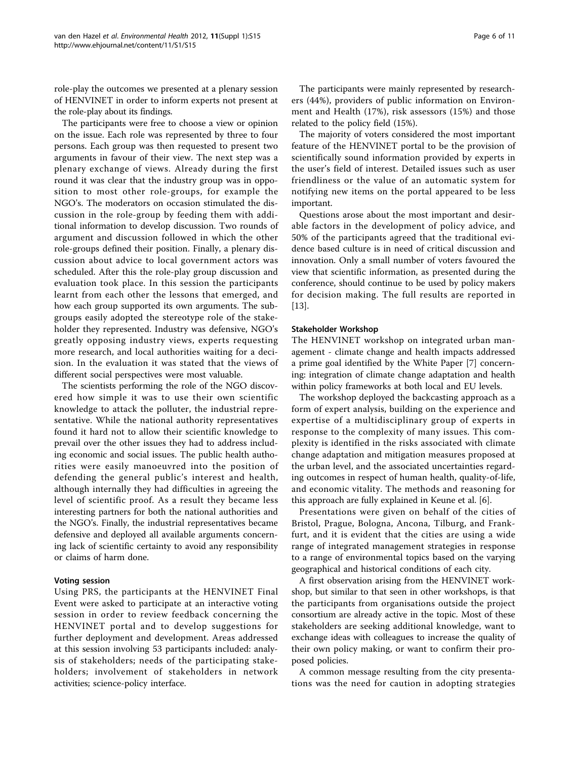role-play the outcomes we presented at a plenary session of HENVINET in order to inform experts not present at the role-play about its findings.

The participants were free to choose a view or opinion on the issue. Each role was represented by three to four persons. Each group was then requested to present two arguments in favour of their view. The next step was a plenary exchange of views. Already during the first round it was clear that the industry group was in opposition to most other role-groups, for example the NGO's. The moderators on occasion stimulated the discussion in the role-group by feeding them with additional information to develop discussion. Two rounds of argument and discussion followed in which the other role-groups defined their position. Finally, a plenary discussion about advice to local government actors was scheduled. After this the role-play group discussion and evaluation took place. In this session the participants learnt from each other the lessons that emerged, and how each group supported its own arguments. The subgroups easily adopted the stereotype role of the stakeholder they represented. Industry was defensive, NGO's greatly opposing industry views, experts requesting more research, and local authorities waiting for a decision. In the evaluation it was stated that the views of different social perspectives were most valuable.

The scientists performing the role of the NGO discovered how simple it was to use their own scientific knowledge to attack the polluter, the industrial representative. While the national authority representatives found it hard not to allow their scientific knowledge to prevail over the other issues they had to address including economic and social issues. The public health authorities were easily manoeuvred into the position of defending the general public's interest and health, although internally they had difficulties in agreeing the level of scientific proof. As a result they became less interesting partners for both the national authorities and the NGO's. Finally, the industrial representatives became defensive and deployed all available arguments concerning lack of scientific certainty to avoid any responsibility or claims of harm done.

#### Voting session

Using PRS, the participants at the HENVINET Final Event were asked to participate at an interactive voting session in order to review feedback concerning the HENVINET portal and to develop suggestions for further deployment and development. Areas addressed at this session involving 53 participants included: analysis of stakeholders; needs of the participating stakeholders; involvement of stakeholders in network activities; science-policy interface.

The participants were mainly represented by researchers (44%), providers of public information on Environment and Health (17%), risk assessors (15%) and those related to the policy field (15%).

The majority of voters considered the most important feature of the HENVINET portal to be the provision of scientifically sound information provided by experts in the user's field of interest. Detailed issues such as user friendliness or the value of an automatic system for notifying new items on the portal appeared to be less important.

Questions arose about the most important and desirable factors in the development of policy advice, and 50% of the participants agreed that the traditional evidence based culture is in need of critical discussion and innovation. Only a small number of voters favoured the view that scientific information, as presented during the conference, should continue to be used by policy makers for decision making. The full results are reported in [13].

#### Stakeholder Workshop

The HENVINET workshop on integrated urban management - climate change and health impacts addressed a prime goal identified by the White Paper [7] concerning: integration of climate change adaptation and health within policy frameworks at both local and EU levels.

The workshop deployed the backcasting approach as a form of expert analysis, building on the experience and expertise of a multidisciplinary group of experts in response to the complexity of many issues. This complexity is identified in the risks associated with climate change adaptation and mitigation measures proposed at the urban level, and the associated uncertainties regarding outcomes in respect of human health, quality-of-life, and economic vitality. The methods and reasoning for this approach are fully explained in Keune et al. [6].

Presentations were given on behalf of the cities of Bristol, Prague, Bologna, Ancona, Tilburg, and Frankfurt, and it is evident that the cities are using a wide range of integrated management strategies in response to a range of environmental topics based on the varying geographical and historical conditions of each city.

A first observation arising from the HENVINET workshop, but similar to that seen in other workshops, is that the participants from organisations outside the project consortium are already active in the topic. Most of these stakeholders are seeking additional knowledge, want to exchange ideas with colleagues to increase the quality of their own policy making, or want to confirm their proposed policies.

A common message resulting from the city presentations was the need for caution in adopting strategies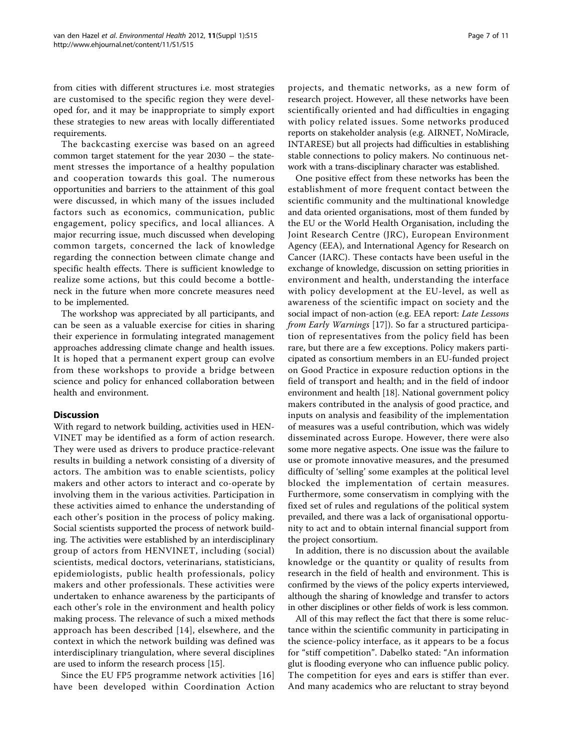from cities with different structures i.e. most strategies are customised to the specific region they were developed for, and it may be inappropriate to simply export these strategies to new areas with locally differentiated requirements.

The backcasting exercise was based on an agreed common target statement for the year 2030 – the statement stresses the importance of a healthy population and cooperation towards this goal. The numerous opportunities and barriers to the attainment of this goal were discussed, in which many of the issues included factors such as economics, communication, public engagement, policy specifics, and local alliances. A major recurring issue, much discussed when developing common targets, concerned the lack of knowledge regarding the connection between climate change and specific health effects. There is sufficient knowledge to realize some actions, but this could become a bottleneck in the future when more concrete measures need to be implemented.

The workshop was appreciated by all participants, and can be seen as a valuable exercise for cities in sharing their experience in formulating integrated management approaches addressing climate change and health issues. It is hoped that a permanent expert group can evolve from these workshops to provide a bridge between science and policy for enhanced collaboration between health and environment.

## Discussion

With regard to network building, activities used in HENVINET may be identified as a form of action research. They were used as drivers to produce practice-relevant results in building a network consisting of a diversity of actors. The ambition was to enable scientists, policy makers and other actors to interact and co-operate by involving them in the various activities. Participation in these activities aimed to enhance the understanding of each other's position in the process of policy making. Social scientists supported the process of network building. The activities were established by an interdisciplinary group of actors from HENVINET, including (social) scientists, medical doctors, veterinarians, statisticians, epidemiologists, public health professionals, policy makers and other professionals. These activities were undertaken to enhance awareness by the participants of each other's role in the environment and health policy making process. The relevance of such a mixed methods approach has been described [14], elsewhere, and the context in which the network building was defined was interdisciplinary triangulation, where several disciplines are used to inform the research process [15].

Since the EU FP5 programme network activities [16] have been developed within Coordination Action projects, and thematic networks, as a new form of research project. However, all these networks have been scientifically oriented and had difficulties in engaging with policy related issues. Some networks produced reports on stakeholder analysis (e.g. AIRNET, NoMiracle, INTARESE) but all projects had difficulties in establishing stable connections to policy makers. No continuous network with a trans-disciplinary character was established.

One positive effect from these networks has been the establishment of more frequent contact between the scientific community and the multinational knowledge and data oriented organisations, most of them funded by the EU or the World Health Organisation, including the Joint Research Centre (JRC), European Environment Agency (EEA), and International Agency for Research on Cancer (IARC). These contacts have been useful in the exchange of knowledge, discussion on setting priorities in environment and health, understanding the interface with policy development at the EU-level, as well as awareness of the scientific impact on society and the social impact of non-action (e.g. EEA report: *Late Lessons from Early Warnings* [17]). So far a structured participation of representatives from the policy field has been rare, but there are a few exceptions. Policy makers participated as consortium members in an EU-funded project on Good Practice in exposure reduction options in the field of transport and health; and in the field of indoor environment and health [18]. National government policy makers contributed in the analysis of good practice, and inputs on analysis and feasibility of the implementation of measures was a useful contribution, which was widely disseminated across Europe. However, there were also some more negative aspects. One issue was the failure to use or promote innovative measures, and the presumed difficulty of 'selling' some examples at the political level blocked the implementation of certain measures. Furthermore, some conservatism in complying with the fixed set of rules and regulations of the political system prevailed, and there was a lack of organisational opportunity to act and to obtain internal financial support from the project consortium.

In addition, there is no discussion about the available knowledge or the quantity or quality of results from research in the field of health and environment. This is confirmed by the views of the policy experts interviewed, although the sharing of knowledge and transfer to actors in other disciplines or other fields of work is less common.

All of this may reflect the fact that there is some reluctance within the scientific community in participating in the science-policy interface, as it appears to be a focus for "stiff competition". Dabelko stated: "An information glut is flooding everyone who can influence public policy. The competition for eyes and ears is stiffer than ever. And many academics who are reluctant to stray beyond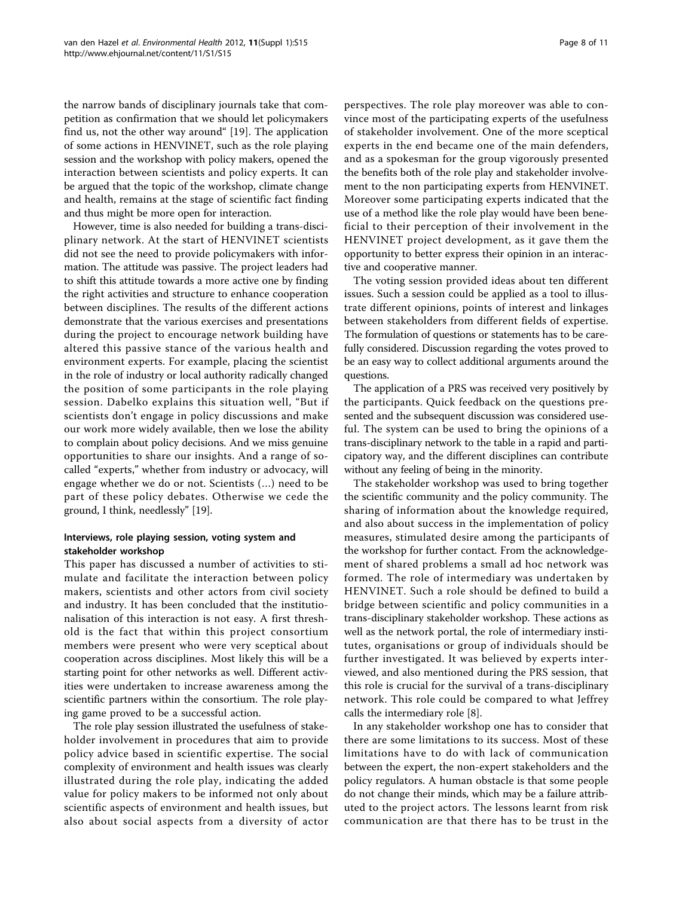the narrow bands of disciplinary journals take that competition as confirmation that we should let policymakers find us, not the other way around" [19]. The application of some actions in HENVINET, such as the role playing session and the workshop with policy makers, opened the interaction between scientists and policy experts. It can be argued that the topic of the workshop, climate change and health, remains at the stage of scientific fact finding and thus might be more open for interaction.

However, time is also needed for building a trans-disciplinary network. At the start of HENVINET scientists did not see the need to provide policymakers with information. The attitude was passive. The project leaders had to shift this attitude towards a more active one by finding the right activities and structure to enhance cooperation between disciplines. The results of the different actions demonstrate that the various exercises and presentations during the project to encourage network building have altered this passive stance of the various health and environment experts. For example, placing the scientist in the role of industry or local authority radically changed the position of some participants in the role playing session. Dabelko explains this situation well, "But if scientists don't engage in policy discussions and make our work more widely available, then we lose the ability to complain about policy decisions. And we miss genuine opportunities to share our insights. And a range of so-called "experts," whether from industry or advocacy, will engage whether we do or not. Scientists (...) need to be part of these policy debates. Otherwise we cede the ground, I think, needlessly" [19].

### Interviews, role playing session, voting system and stakeholder workshop

This paper has discussed a number of activities to stimulate and facilitate the interaction between policy makers, scientists and other actors from civil society and industry. It has been concluded that the institutionalisation of this interaction is not easy. A first threshold is the fact that within this project consortium members were present who were very sceptical about cooperation across disciplines. Most likely this will be a starting point for other networks as well. Different activities were undertaken to increase awareness among the scientific partners within the consortium. The role playing game proved to be a successful action.

The role play session illustrated the usefulness of stakeholder involvement in procedures that aim to provide policy advice based in scientific expertise. The social complexity of environment and health issues was clearly illustrated during the role play, indicating the added value for policy makers to be informed not only about scientific aspects of environment and health issues, but also about social aspects from a diversity of actor perspectives. The role play moreover was able to convince most of the participating experts of the usefulness of stakeholder involvement. One of the more sceptical experts in the end became one of the main defenders, and as a spokesman for the group vigorously presented the benefits both of the role play and stakeholder involvement to the non participating experts from HENVINET. Moreover some participating experts indicated that the use of a method like the role play would have been beneficial to their perception of their involvement in the HENVINET project development, as it gave them the opportunity to better express their opinion in an interactive and cooperative manner.

The voting session provided ideas about ten different issues. Such a session could be applied as a tool to illustrate different opinions, points of interest and linkages between stakeholders from different fields of expertise. The formulation of questions or statements has to be carefully considered. Discussion regarding the votes proved to be an easy way to collect additional arguments around the questions.

The application of a PRS was received very positively by the participants. Quick feedback on the questions presented and the subsequent discussion was considered useful. The system can be used to bring the opinions of a trans-disciplinary network to the table in a rapid and participatory way, and the different disciplines can contribute without any feeling of being in the minority.

The stakeholder workshop was used to bring together the scientific community and the policy community. The sharing of information about the knowledge required, and also about success in the implementation of policy measures, stimulated desire among the participants of the workshop for further contact. From the acknowledgement of shared problems a small ad hoc network was formed. The role of intermediary was undertaken by HENVINET. Such a role should be defined to build a bridge between scientific and policy communities in a trans-disciplinary stakeholder workshop. These actions as well as the network portal, the role of intermediary institutes, organisations or group of individuals should be further investigated. It was believed by experts interviewed, and also mentioned during the PRS session, that this role is crucial for the survival of a trans-disciplinary network. This role could be compared to what Jeffrey calls the intermediary role [8].

In any stakeholder workshop one has to consider that there are some limitations to its success. Most of these limitations have to do with lack of communication between the expert, the non-expert stakeholders and the policy regulators. A human obstacle is that some people do not change their minds, which may be a failure attributed to the project actors. The lessons learnt from risk communication are that there has to be trust in the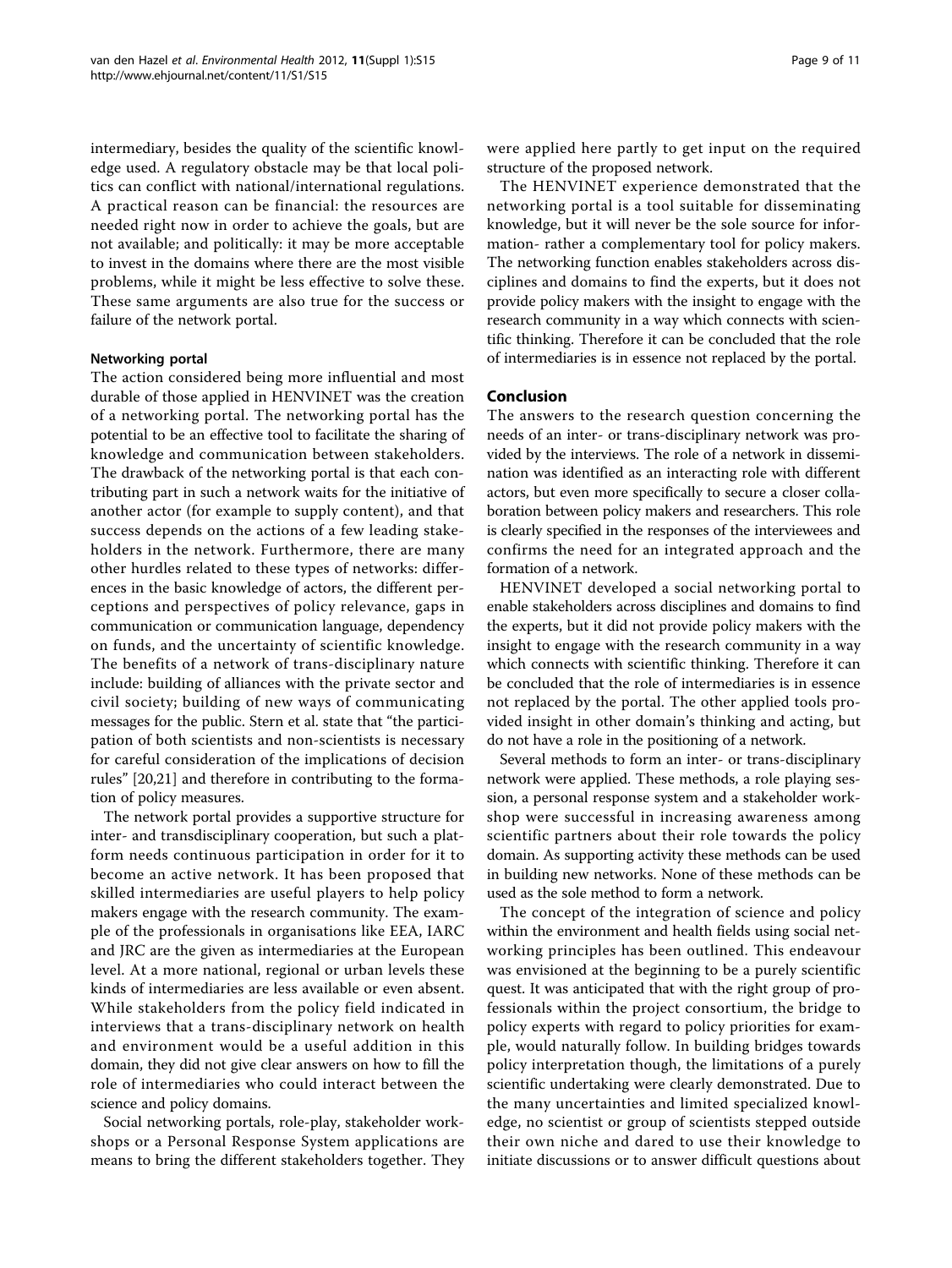intermediary, besides the quality of the scientific knowledge used. A regulatory obstacle may be that local politics can conflict with national/international regulations. A practical reason can be financial: the resources are needed right now in order to achieve the goals, but are not available; and politically: it may be more acceptable to invest in the domains where there are the most visible problems, while it might be less effective to solve these. These same arguments are also true for the success or failure of the network portal.

#### Networking portal

The action considered being more influential and most durable of those applied in HENVINET was the creation of a networking portal. The networking portal has the potential to be an effective tool to facilitate the sharing of knowledge and communication between stakeholders. The drawback of the networking portal is that each contributing part in such a network waits for the initiative of another actor (for example to supply content), and that success depends on the actions of a few leading stakeholders in the network. Furthermore, there are many other hurdles related to these types of networks: differences in the basic knowledge of actors, the different perceptions and perspectives of policy relevance, gaps in communication or communication language, dependency on funds, and the uncertainty of scientific knowledge. The benefits of a network of trans-disciplinary nature include: building of alliances with the private sector and civil society; building of new ways of communicating messages for the public. Stern et al. state that "the participation of both scientists and non-scientists is necessary for careful consideration of the implications of decision rules" [20,21] and therefore in contributing to the formation of policy measures.

The network portal provides a supportive structure for inter- and transdisciplinary cooperation, but such a platform needs continuous participation in order for it to become an active network. It has been proposed that skilled intermediaries are useful players to help policy makers engage with the research community. The example of the professionals in organisations like EEA, IARC and JRC are the given as intermediaries at the European level. At a more national, regional or urban levels these kinds of intermediaries are less available or even absent. While stakeholders from the policy field indicated in interviews that a trans-disciplinary network on health and environment would be a useful addition in this domain, they did not give clear answers on how to fill the role of intermediaries who could interact between the science and policy domains.

Social networking portals, role-play, stakeholder workshops or a Personal Response System applications are means to bring the different stakeholders together. They were applied here partly to get input on the required structure of the proposed network.

The HENVINET experience demonstrated that the networking portal is a tool suitable for disseminating knowledge, but it will never be the sole source for information- rather a complementary tool for policy makers. The networking function enables stakeholders across disciplines and domains to find the experts, but it does not provide policy makers with the insight to engage with the research community in a way which connects with scientific thinking. Therefore it can be concluded that the role of intermediaries is in essence not replaced by the portal.

### Conclusion

The answers to the research question concerning the needs of an inter- or trans-disciplinary network was provided by the interviews. The role of a network in dissemination was identified as an interacting role with different actors, but even more specifically to secure a closer collaboration between policy makers and researchers. This role is clearly specified in the responses of the interviewees and confirms the need for an integrated approach and the formation of a network.

HENVINET developed a social networking portal to enable stakeholders across disciplines and domains to find the experts, but it did not provide policy makers with the insight to engage with the research community in a way which connects with scientific thinking. Therefore it can be concluded that the role of intermediaries is in essence not replaced by the portal. The other applied tools provided insight in other domain's thinking and acting, but do not have a role in the positioning of a network.

Several methods to form an inter- or trans-disciplinary network were applied. These methods, a role playing session, a personal response system and a stakeholder workshop were successful in increasing awareness among scientific partners about their role towards the policy domain. As supporting activity these methods can be used in building new networks. None of these methods can be used as the sole method to form a network.

The concept of the integration of science and policy within the environment and health fields using social networking principles has been outlined. This endeavour was envisioned at the beginning to be a purely scientific quest. It was anticipated that with the right group of professionals within the project consortium, the bridge to policy experts with regard to policy priorities for example, would naturally follow. In building bridges towards policy interpretation though, the limitations of a purely scientific undertaking were clearly demonstrated. Due to the many uncertainties and limited specialized knowledge, no scientist or group of scientists stepped outside their own niche and dared to use their knowledge to initiate discussions or to answer difficult questions about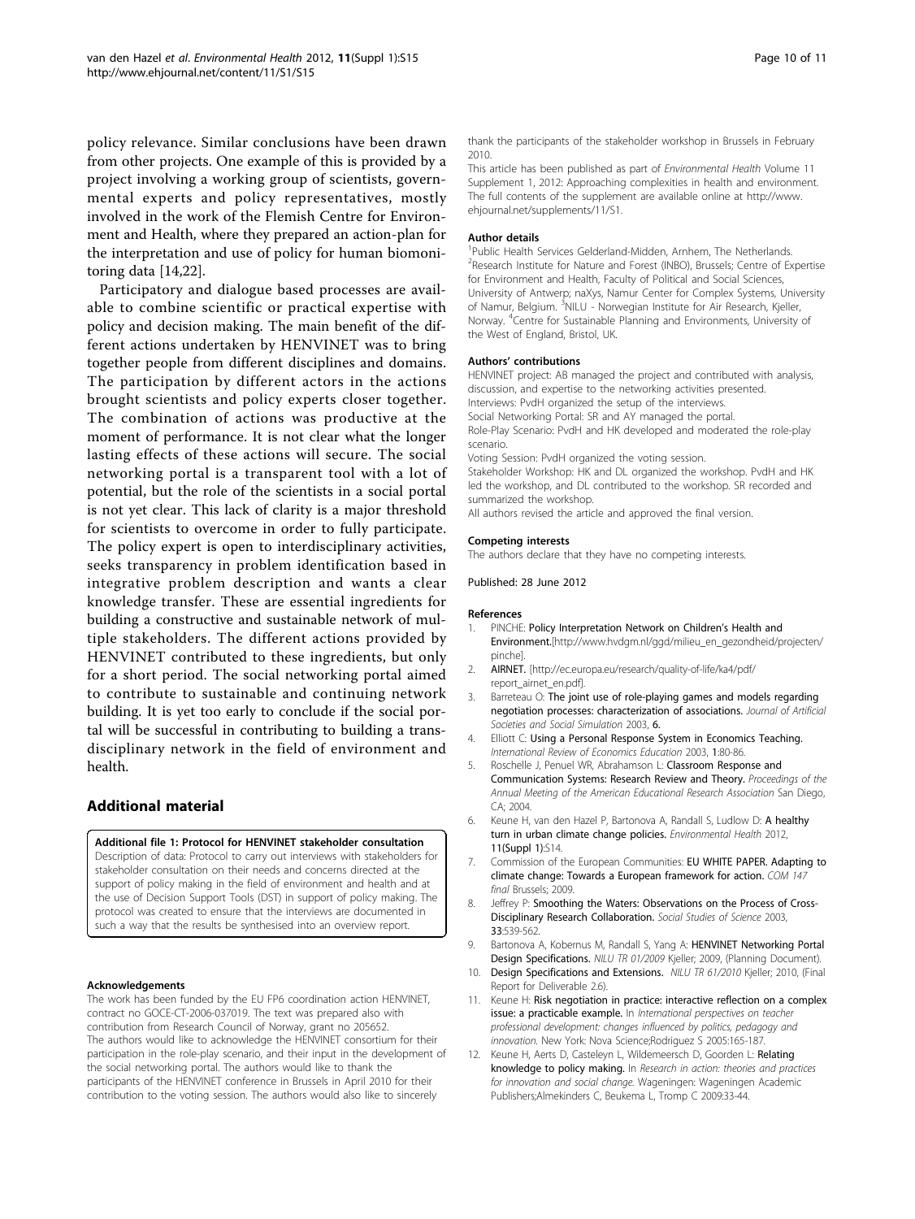policy relevance. Similar conclusions have been drawn from other projects. One example of this is provided by a project involving a working group of scientists, governmental experts and policy representatives, mostly involved in the work of the Flemish Centre for Environment and Health, where they prepared an action-plan for the interpretation and use of policy for human biomonitoring data [14,22].

Participatory and dialogue based processes are available to combine scientific or practical expertise with policy and decision making. The main benefit of the different actions undertaken by HENVINET was to bring together people from different disciplines and domains. The participation by different actors in the actions brought scientists and policy experts closer together. The combination of actions was productive at the moment of performance. It is not clear what the longer lasting effects of these actions will secure. The social networking portal is a transparent tool with a lot of potential, but the role of the scientists in a social portal is not yet clear. This lack of clarity is a major threshold for scientists to overcome in order to fully participate. The policy expert is open to interdisciplinary activities, seeks transparency in problem identification based in integrative problem description and wants a clear knowledge transfer. These are essential ingredients for building a constructive and sustainable network of multiple stakeholders. The different actions provided by HENVINET contributed to these ingredients, but only for a short period. The social networking portal aimed to contribute to sustainable and continuing network building. It is yet too early to conclude if the social portal will be successful in contributing to building a transdisciplinary network in the field of environment and health.

## Additional material

**Additional file 1: Protocol for HENVINET stakeholder consultation**
Description of data: Protocol to carry out interviews with stakeholders for stakeholder consultation on their needs and concerns directed at the support of policy making in the field of environment and health and at the use of Decision Support Tools (DST) in support of policy making. The protocol was created to ensure that the interviews are documented in such a way that the results be synthesised into an overview report.

#### Acknowledgements

The work has been funded by the EU FP6 coordination action HENVINET, contract no GOCE-CT-2006-037019. The text was prepared also with contribution from Research Council of Norway, grant no 205652.
The authors would like to acknowledge the HENVINET consortium for their participation in the role-play scenario, and their input in the development of the social networking portal. The authors would like to thank the participants of the HENVINET conference in Brussels in April 2010 for their contribution to the voting session. The authors would also like to sincerely thank the participants of the stakeholder workshop in Brussels in February 2010.
This article has been published as part of *Environmental Health* Volume 11 Supplement 1, 2012: Approaching complexities in health and environment. The full contents of the supplement are available online at http://www.ehjournal.net/supplements/11/S1.

#### Author details

[1]Public Health Services Gelderland-Midden, Arnhem, The Netherlands. [2]Research Institute for Nature and Forest (INBO), Brussels; Centre of Expertise for Environment and Health, Faculty of Political and Social Sciences, University of Antwerp; naXys, Namur Center for Complex Systems, University of Namur, Belgium. [3]NILU - Norwegian Institute for Air Research, Kjeller, Norway. [4]Centre for Sustainable Planning and Environments, University of the West of England, Bristol, UK.

#### Authors' contributions

HENVINET project: AB managed the project and contributed with analysis, discussion, and expertise to the networking activities presented.
Interviews: PvdH organized the setup of the interviews.
Social Networking Portal: SR and AY managed the portal.
Role-Play Scenario: PvdH and HK developed and moderated the role-play scenario.
Voting Session: PvdH organized the voting session.
Stakeholder Workshop: HK and DL organized the workshop. PvdH and HK led the workshop, and DL contributed to the workshop. SR recorded and summarized the workshop.
All authors revised the article and approved the final version.

#### Competing interests

The authors declare that they have no competing interests.

Published: 28 June 2012

#### References

1. PINCHE: **Policy Interpretation Network on Children's Health and Environment.**[http://www.hvdgm.nl/ggd/milieu_en_gezondheid/projecten/pinche].
2. **AIRNET.** [http://ec.europa.eu/research/quality-of-life/ka4/pdf/report_airnet_en.pdf].
3. Barreteau O: **The joint use of role-playing games and models regarding negotiation processes: characterization of associations.** *Journal of Artificial Societies and Social Simulation* 2003, **6**.
4. Elliott C: **Using a Personal Response System in Economics Teaching.** *International Review of Economics Education* 2003, **1**:80-86.
5. Roschelle J, Penuel WR, Abrahamson L: **Classroom Response and Communication Systems: Research Review and Theory.** *Proceedings of the Annual Meeting of the American Educational Research Association* San Diego, CA; 2004.
6. Keune H, van den Hazel P, Bartonova A, Randall S, Ludlow D: **A healthy turn in urban climate change policies.** *Environmental Health* 2012, **11(Suppl 1)**:S14.
7. Commission of the European Communities: **EU WHITE PAPER. Adapting to climate change: Towards a European framework for action.** *COM 147 final* Brussels; 2009.
8. Jeffrey P: **Smoothing the Waters: Observations on the Process of Cross-Disciplinary Research Collaboration.** *Social Studies of Science* 2003, **33**:539-562.
9. Bartonova A, Kobernus M, Randall S, Yang A: **HENVINET Networking Portal Design Specifications.** *NILU TR 01/2009* Kjeller; 2009, (Planning Document).
10. **Design Specifications and Extensions.** *NILU TR 61/2010* Kjeller; 2010, (Final Report for Deliverable 2.6).
11. Keune H: **Risk negotiation in practice: interactive reflection on a complex issue: a practicable example.** In *International perspectives on teacher professional development: changes influenced by politics, pedagogy and innovation.* New York: Nova Science;Rodriguez S 2005:165-187.
12. Keune H, Aerts D, Casteleyn L, Wildemeersch D, Goorden L: **Relating knowledge to policy making.** In *Research in action: theories and practices for innovation and social change.* Wageningen: Wageningen Academic Publishers;Almekinders C, Beukema L, Tromp C 2009:33-44.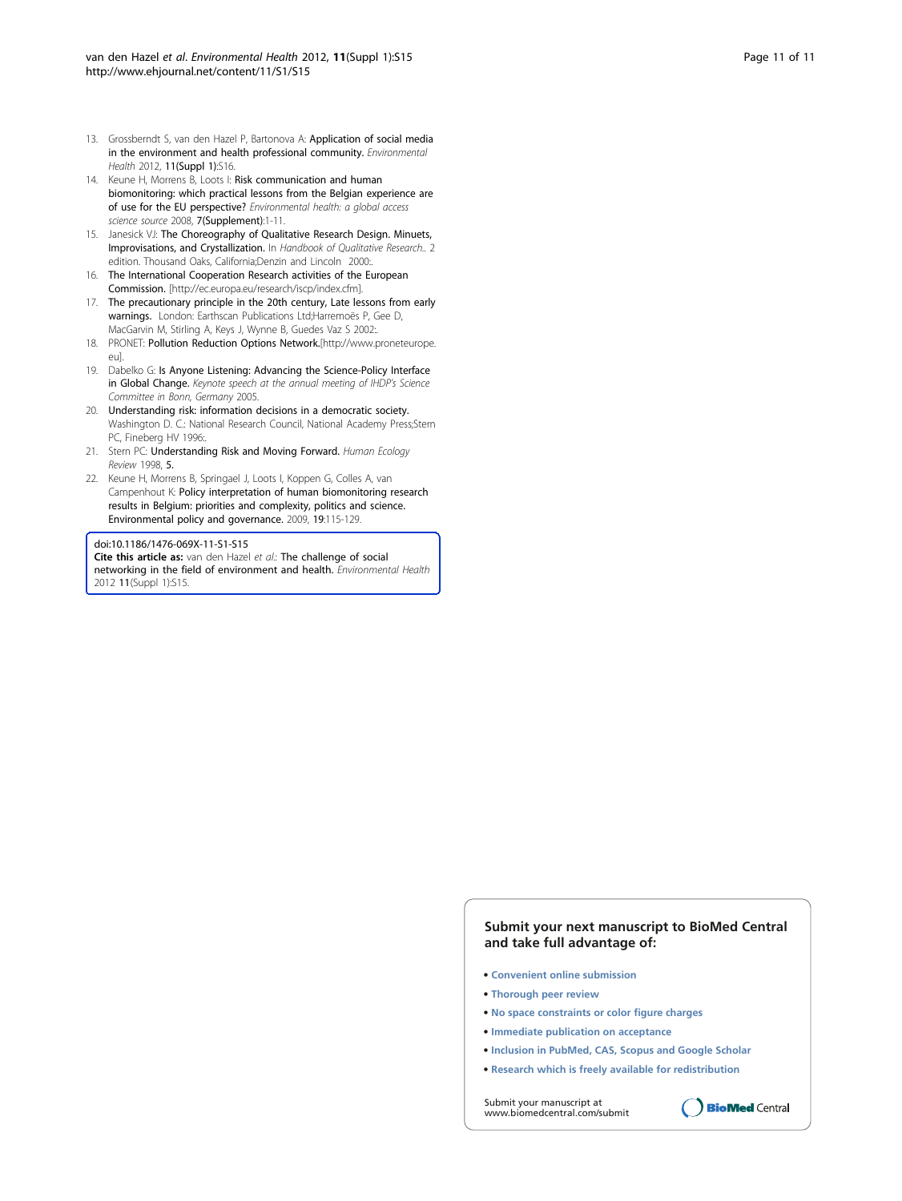13. Grossberndt S, van den Hazel P, Bartonova A: **Application of social media in the environment and health professional community.** *Environmental Health* 2012, **11(Suppl 1)**:S16.
14. Keune H, Morrens B, Loots I: **Risk communication and human biomonitoring: which practical lessons from the Belgian experience are of use for the EU perspective?** *Environmental health: a global access science source* 2008, **7(Supplement)**:1-11.
15. Janesick VJ: **The Choreography of Qualitative Research Design. Minuets, Improvisations, and Crystallization.** In *Handbook of Qualitative Research.*. 2 edition. Thousand Oaks, California;Denzin and Lincoln 2000:.
16. **The International Cooperation Research activities of the European Commission.** [http://ec.europa.eu/research/iscp/index.cfm].
17. **The precautionary principle in the 20th century, Late lessons from early warnings.** London: Earthscan Publications Ltd;Harremoës P, Gee D, MacGarvin M, Stirling A, Keys J, Wynne B, Guedes Vaz S 2002:.
18. PRONET: **Pollution Reduction Options Network.**[http://www.proneteurope.eu].
19. Dabelko G: **Is Anyone Listening: Advancing the Science-Policy Interface in Global Change.** *Keynote speech at the annual meeting of IHDP's Science Committee in Bonn, Germany* 2005.
20. **Understanding risk: information decisions in a democratic society.** Washington D. C.: National Research Council, National Academy Press;Stern PC, Fineberg HV 1996:.
21. Stern PC: **Understanding Risk and Moving Forward.** *Human Ecology Review* 1998, **5**.
22. Keune H, Morrens B, Springael J, Loots I, Koppen G, Colles A, van Campenhout K: **Policy interpretation of human biomonitoring research results in Belgium: priorities and complexity, politics and science. Environmental policy and governance.** 2009, **19**:115-129.

doi:10.1186/1476-069X-11-S1-S15

**Cite this article as:** van den Hazel *et al.*: The challenge of social networking in the field of environment and health. *Environmental Health* 2012 **11**(Suppl 1):S15.

**Submit your next manuscript to BioMed Central and take full advantage of:**

- Convenient online submission
- Thorough peer review
- No space constraints or color figure charges
- Immediate publication on acceptance
- Inclusion in PubMed, CAS, Scopus and Google Scholar
- Research which is freely available for redistribution

Submit your manuscript at
www.biomedcentral.com/submit

BioMed Central